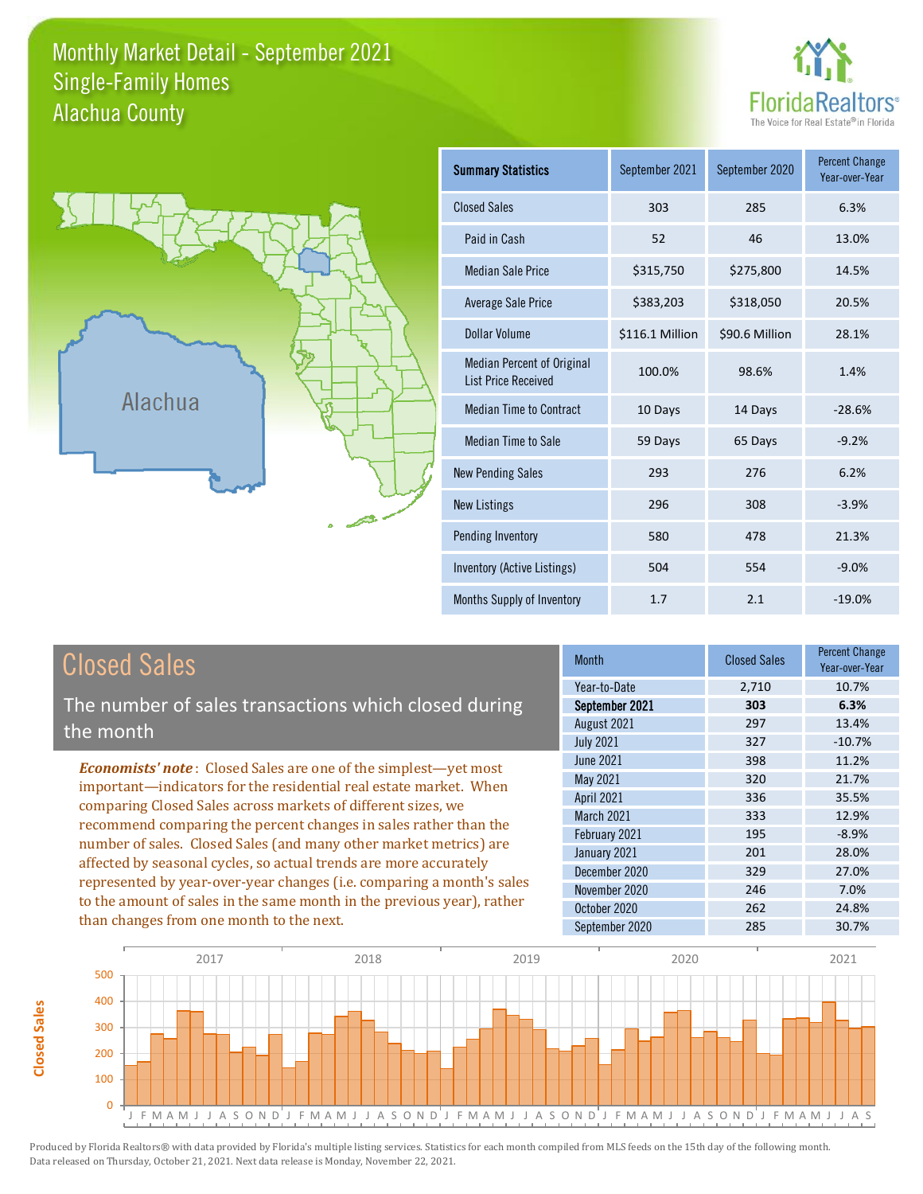# Monthly Market Detail - September 2021
## Single-Family Homes
## Alachua County

Alachua

| Summary Statistics | September 2021 | September 2020 | Percent Change Year-over-Year |
|---|---|---|---|
| Closed Sales | 303 | 285 | 6.3% |
| Paid in Cash | 52 | 46 | 13.0% |
| Median Sale Price | $315,750 | $275,800 | 14.5% |
| Average Sale Price | $383,203 | $318,050 | 20.5% |
| Dollar Volume | $116.1 Million | $90.6 Million | 28.1% |
| Median Percent of Original List Price Received | 100.0% | 98.6% | 1.4% |
| Median Time to Contract | 10 Days | 14 Days | -28.6% |
| Median Time to Sale | 59 Days | 65 Days | -9.2% |
| New Pending Sales | 293 | 276 | 6.2% |
| New Listings | 296 | 308 | -3.9% |
| Pending Inventory | 580 | 478 | 21.3% |
| Inventory (Active Listings) | 504 | 554 | -9.0% |
| Months Supply of Inventory | 1.7 | 2.1 | -19.0% |

## Closed Sales

The number of sales transactions which closed during the month

*Economists' note*: Closed Sales are one of the simplest—yet most important—indicators for the residential real estate market. When comparing Closed Sales across markets of different sizes, we recommend comparing the percent changes in sales rather than the number of sales. Closed Sales (and many other market metrics) are affected by seasonal cycles, so actual trends are more accurately represented by year-over-year changes (i.e. comparing a month's sales to the amount of sales in the same month in the previous year), rather than changes from one month to the next.

| Month | Closed Sales | Percent Change Year-over-Year |
|---|---|---|
| Year-to-Date | 2,710 | 10.7% |
| **September 2021** | **303** | **6.3%** |
| August 2021 | 297 | 13.4% |
| July 2021 | 327 | -10.7% |
| June 2021 | 398 | 11.2% |
| May 2021 | 320 | 21.7% |
| April 2021 | 336 | 35.5% |
| March 2021 | 333 | 12.9% |
| February 2021 | 195 | -8.9% |
| January 2021 | 201 | 28.0% |
| December 2020 | 329 | 27.0% |
| November 2020 | 246 | 7.0% |
| October 2020 | 262 | 24.8% |
| September 2020 | 285 | 30.7% |

Produced by Florida Realtors® with data provided by Florida's multiple listing services. Statistics for each month compiled from MLS feeds on the 15th day of the following month. Data released on Thursday, October 21, 2021. Next data release is Monday, November 22, 2021.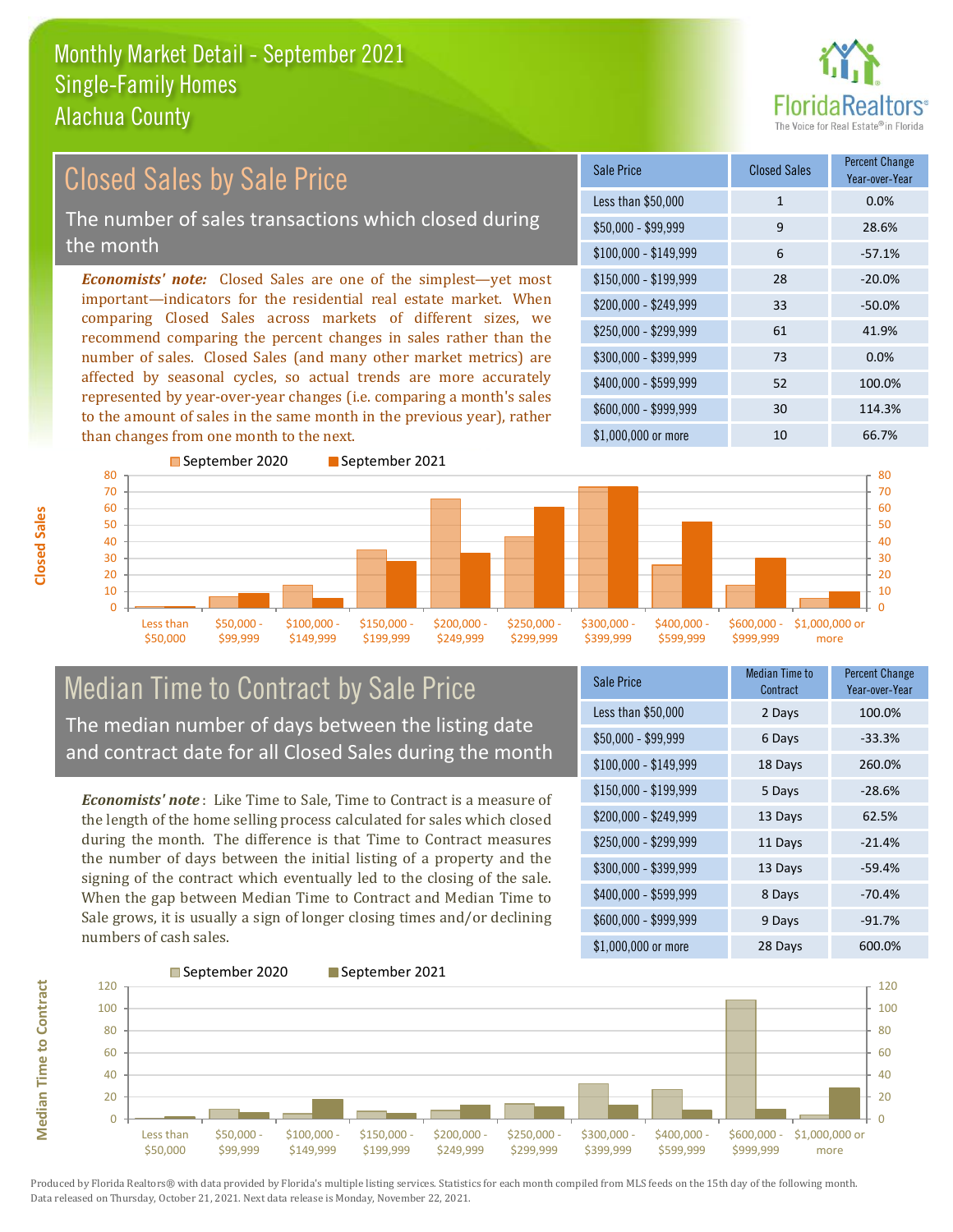# Monthly Market Detail - September 2021
## Single-Family Homes
## Alachua County

## Closed Sales by Sale Price

The number of sales transactions which closed during the month

*Economists' note:* Closed Sales are one of the simplest—yet most important—indicators for the residential real estate market. When comparing Closed Sales across markets of different sizes, we recommend comparing the percent changes in sales rather than the number of sales. Closed Sales (and many other market metrics) are affected by seasonal cycles, so actual trends are more accurately represented by year-over-year changes (i.e. comparing a month's sales to the amount of sales in the same month in the previous year), rather than changes from one month to the next.

| Sale Price | Closed Sales | Percent Change Year-over-Year |
|---|---|---|
| Less than $50,000 | 1 | 0.0% |
| $50,000 - $99,999 | 9 | 28.6% |
| $100,000 - $149,999 | 6 | -57.1% |
| $150,000 - $199,999 | 28 | -20.0% |
| $200,000 - $249,999 | 33 | -50.0% |
| $250,000 - $299,999 | 61 | 41.9% |
| $300,000 - $399,999 | 73 | 0.0% |
| $400,000 - $599,999 | 52 | 100.0% |
| $600,000 - $999,999 | 30 | 114.3% |
| $1,000,000 or more | 10 | 66.7% |

## Median Time to Contract by Sale Price

The median number of days between the listing date and contract date for all Closed Sales during the month

*Economists' note*: Like Time to Sale, Time to Contract is a measure of the length of the home selling process calculated for sales which closed during the month. The difference is that Time to Contract measures the number of days between the initial listing of a property and the signing of the contract which eventually led to the closing of the sale. When the gap between Median Time to Contract and Median Time to Sale grows, it is usually a sign of longer closing times and/or declining numbers of cash sales.

| Sale Price | Median Time to Contract | Percent Change Year-over-Year |
|---|---|---|
| Less than $50,000 | 2 Days | 100.0% |
| $50,000 - $99,999 | 6 Days | -33.3% |
| $100,000 - $149,999 | 18 Days | 260.0% |
| $150,000 - $199,999 | 5 Days | -28.6% |
| $200,000 - $249,999 | 13 Days | 62.5% |
| $250,000 - $299,999 | 11 Days | -21.4% |
| $300,000 - $399,999 | 13 Days | -59.4% |
| $400,000 - $599,999 | 8 Days | -70.4% |
| $600,000 - $999,999 | 9 Days | -91.7% |
| $1,000,000 or more | 28 Days | 600.0% |

Produced by Florida Realtors® with data provided by Florida's multiple listing services. Statistics for each month compiled from MLS feeds on the 15th day of the following month. Data released on Thursday, October 21, 2021. Next data release is Monday, November 22, 2021.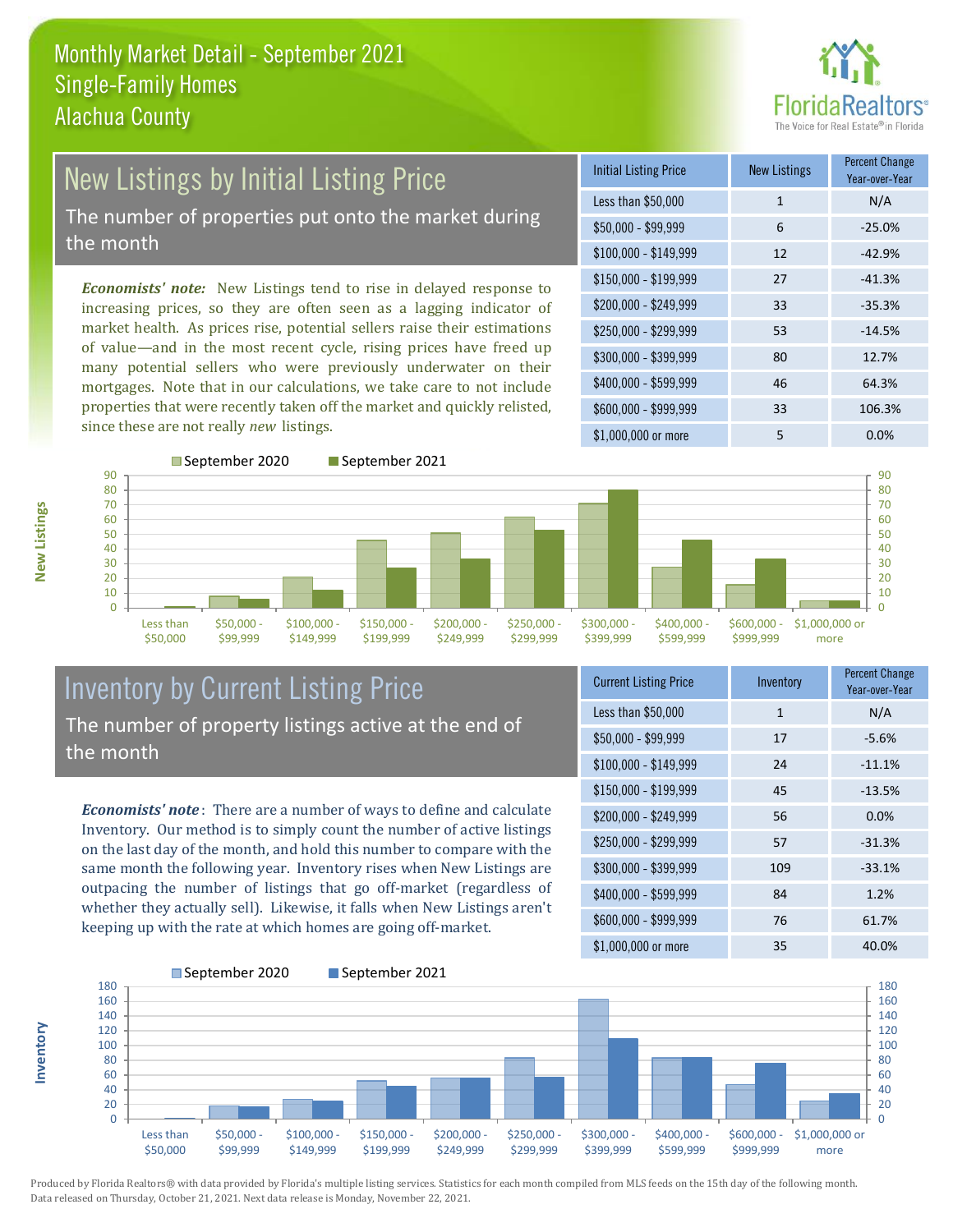# Monthly Market Detail - September 2021
## Single-Family Homes
## Alachua County

## New Listings by Initial Listing Price

The number of properties put onto the market during the month

*Economists' note:* New Listings tend to rise in delayed response to increasing prices, so they are often seen as a lagging indicator of market health. As prices rise, potential sellers raise their estimations of value—and in the most recent cycle, rising prices have freed up many potential sellers who were previously underwater on their mortgages. Note that in our calculations, we take care to not include properties that were recently taken off the market and quickly relisted, since these are not really *new* listings.

| Initial Listing Price | New Listings | Percent Change Year-over-Year |
|---|---|---|
| Less than $50,000 | 1 | N/A |
| $50,000 - $99,999 | 6 | -25.0% |
| $100,000 - $149,999 | 12 | -42.9% |
| $150,000 - $199,999 | 27 | -41.3% |
| $200,000 - $249,999 | 33 | -35.3% |
| $250,000 - $299,999 | 53 | -14.5% |
| $300,000 - $399,999 | 80 | 12.7% |
| $400,000 - $599,999 | 46 | 64.3% |
| $600,000 - $999,999 | 33 | 106.3% |
| $1,000,000 or more | 5 | 0.0% |

## Inventory by Current Listing Price

The number of property listings active at the end of the month

*Economists' note*: There are a number of ways to define and calculate Inventory. Our method is to simply count the number of active listings on the last day of the month, and hold this number to compare with the same month the following year. Inventory rises when New Listings are outpacing the number of listings that go off-market (regardless of whether they actually sell). Likewise, it falls when New Listings aren't keeping up with the rate at which homes are going off-market.

| Current Listing Price | Inventory | Percent Change Year-over-Year |
|---|---|---|
| Less than $50,000 | 1 | N/A |
| $50,000 - $99,999 | 17 | -5.6% |
| $100,000 - $149,999 | 24 | -11.1% |
| $150,000 - $199,999 | 45 | -13.5% |
| $200,000 - $249,999 | 56 | 0.0% |
| $250,000 - $299,999 | 57 | -31.3% |
| $300,000 - $399,999 | 109 | -33.1% |
| $400,000 - $599,999 | 84 | 1.2% |
| $600,000 - $999,999 | 76 | 61.7% |
| $1,000,000 or more | 35 | 40.0% |

Produced by Florida Realtors® with data provided by Florida's multiple listing services. Statistics for each month compiled from MLS feeds on the 15th day of the following month. Data released on Thursday, October 21, 2021. Next data release is Monday, November 22, 2021.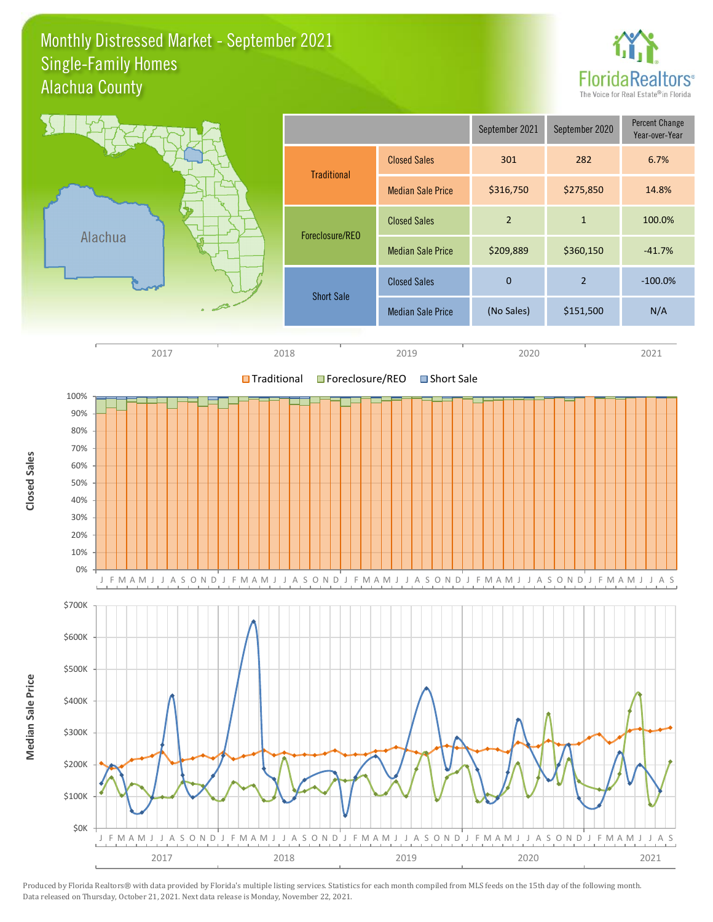# Monthly Distressed Market - September 2021
## Single-Family Homes
## Alachua County

Alachua

| | | September 2021 | September 2020 | Percent Change Year-over-Year |
|---|---|---|---|---|
| Traditional | Closed Sales | 301 | 282 | 6.7% |
| | Median Sale Price | $316,750 | $275,850 | 14.8% |
| Foreclosure/REO | Closed Sales | 2 | 1 | 100.0% |
| | Median Sale Price | $209,889 | $360,150 | -41.7% |
| Short Sale | Closed Sales | 0 | 2 | -100.0% |
| | Median Sale Price | (No Sales) | $151,500 | N/A |

Produced by Florida Realtors® with data provided by Florida's multiple listing services. Statistics for each month compiled from MLS feeds on the 15th day of the following month. Data released on Thursday, October 21, 2021. Next data release is Monday, November 22, 2021.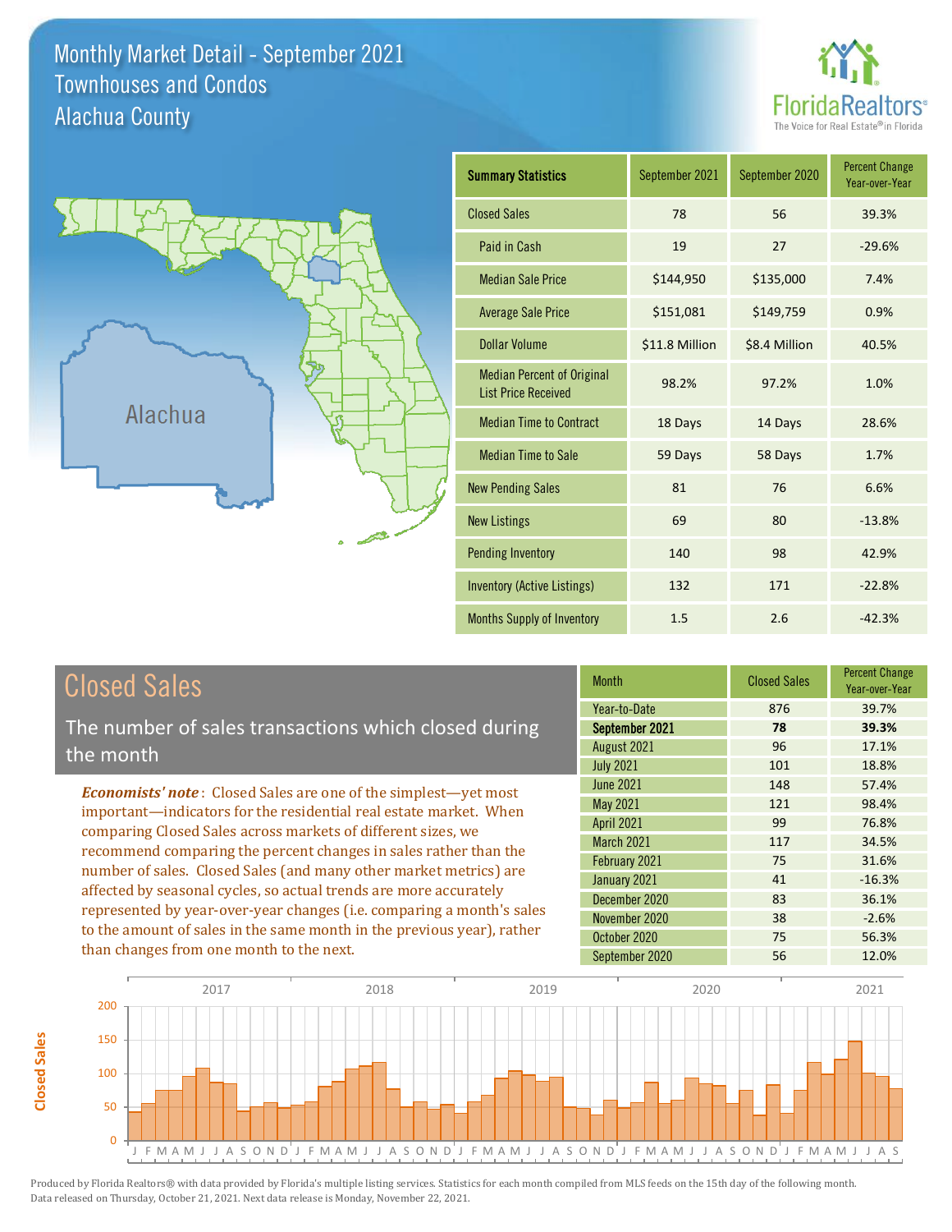# Monthly Market Detail - September 2021
## Townhouses and Condos
## Alachua County

| Summary Statistics | September 2021 | September 2020 | Percent Change Year-over-Year |
|---|---|---|---|
| Closed Sales | 78 | 56 | 39.3% |
| Paid in Cash | 19 | 27 | -29.6% |
| Median Sale Price | $144,950 | $135,000 | 7.4% |
| Average Sale Price | $151,081 | $149,759 | 0.9% |
| Dollar Volume | $11.8 Million | $8.4 Million | 40.5% |
| Median Percent of Original List Price Received | 98.2% | 97.2% | 1.0% |
| Median Time to Contract | 18 Days | 14 Days | 28.6% |
| Median Time to Sale | 59 Days | 58 Days | 1.7% |
| New Pending Sales | 81 | 76 | 6.6% |
| New Listings | 69 | 80 | -13.8% |
| Pending Inventory | 140 | 98 | 42.9% |
| Inventory (Active Listings) | 132 | 171 | -22.8% |
| Months Supply of Inventory | 1.5 | 2.6 | -42.3% |

## Closed Sales

The number of sales transactions which closed during the month

*Economists' note*: Closed Sales are one of the simplest—yet most important—indicators for the residential real estate market. When comparing Closed Sales across markets of different sizes, we recommend comparing the percent changes in sales rather than the number of sales. Closed Sales (and many other market metrics) are affected by seasonal cycles, so actual trends are more accurately represented by year-over-year changes (i.e. comparing a month's sales to the amount of sales in the same month in the previous year), rather than changes from one month to the next.

| Month | Closed Sales | Percent Change Year-over-Year |
|---|---|---|
| Year-to-Date | 876 | 39.7% |
| **September 2021** | **78** | **39.3%** |
| August 2021 | 96 | 17.1% |
| July 2021 | 101 | 18.8% |
| June 2021 | 148 | 57.4% |
| May 2021 | 121 | 98.4% |
| April 2021 | 99 | 76.8% |
| March 2021 | 117 | 34.5% |
| February 2021 | 75 | 31.6% |
| January 2021 | 41 | -16.3% |
| December 2020 | 83 | 36.1% |
| November 2020 | 38 | -2.6% |
| October 2020 | 75 | 56.3% |
| September 2020 | 56 | 12.0% |

Produced by Florida Realtors® with data provided by Florida's multiple listing services. Statistics for each month compiled from MLS feeds on the 15th day of the following month. Data released on Thursday, October 21, 2021. Next data release is Monday, November 22, 2021.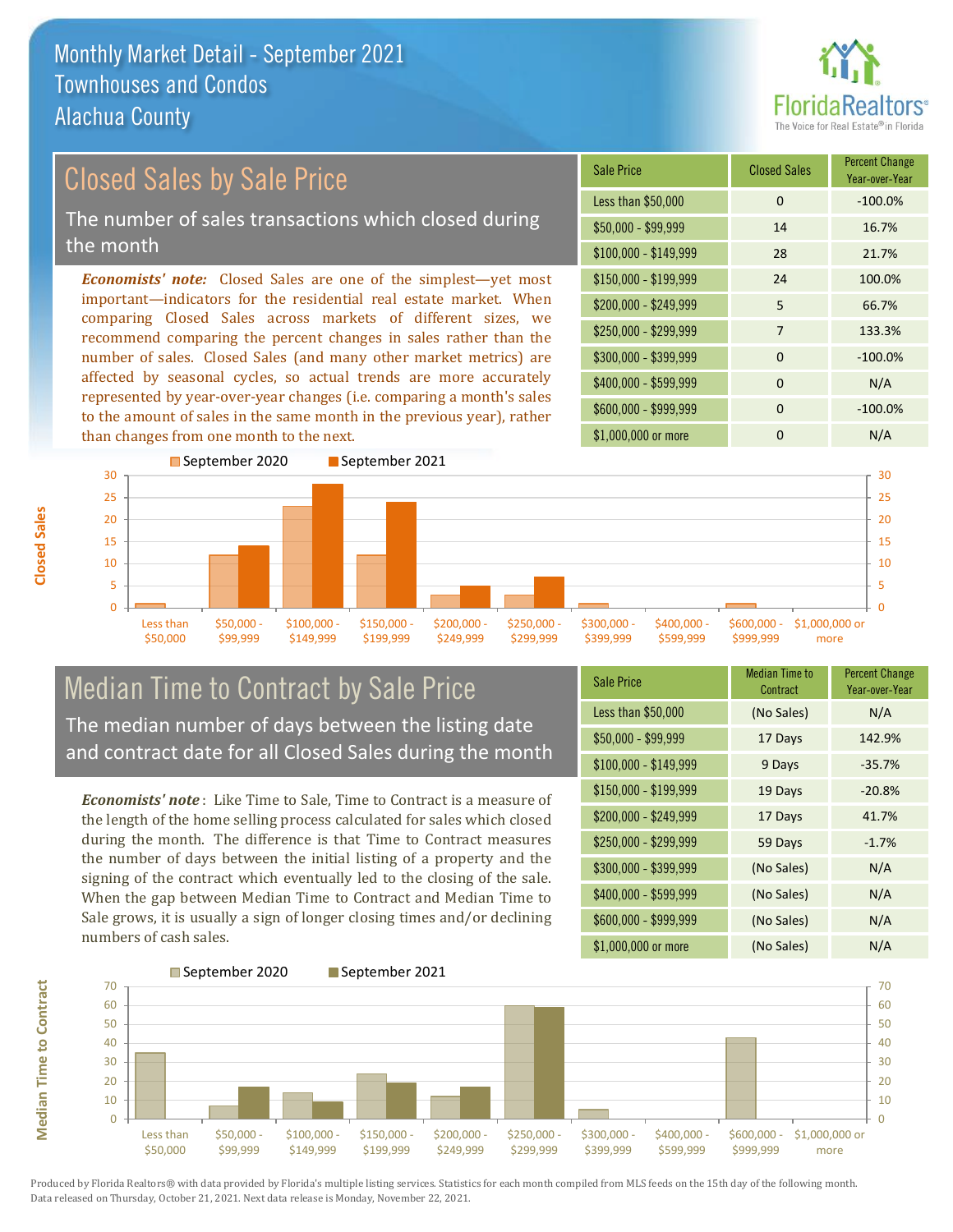# Monthly Market Detail - September 2021
## Townhouses and Condos
## Alachua County

## Closed Sales by Sale Price

The number of sales transactions which closed during the month

***Economists' note:*** Closed Sales are one of the simplest—yet most important—indicators for the residential real estate market. When comparing Closed Sales across markets of different sizes, we recommend comparing the percent changes in sales rather than the number of sales. Closed Sales (and many other market metrics) are affected by seasonal cycles, so actual trends are more accurately represented by year-over-year changes (i.e. comparing a month's sales to the amount of sales in the same month in the previous year), rather than changes from one month to the next.

| Sale Price | Closed Sales | Percent Change Year-over-Year |
|---|---|---|
| Less than $50,000 | 0 | -100.0% |
| $50,000 - $99,999 | 14 | 16.7% |
| $100,000 - $149,999 | 28 | 21.7% |
| $150,000 - $199,999 | 24 | 100.0% |
| $200,000 - $249,999 | 5 | 66.7% |
| $250,000 - $299,999 | 7 | 133.3% |
| $300,000 - $399,999 | 0 | -100.0% |
| $400,000 - $599,999 | 0 | N/A |
| $600,000 - $999,999 | 0 | -100.0% |
| $1,000,000 or more | 0 | N/A |

## Median Time to Contract by Sale Price

The median number of days between the listing date and contract date for all Closed Sales during the month

***Economists' note*** : Like Time to Sale, Time to Contract is a measure of the length of the home selling process calculated for sales which closed during the month. The difference is that Time to Contract measures the number of days between the initial listing of a property and the signing of the contract which eventually led to the closing of the sale. When the gap between Median Time to Contract and Median Time to Sale grows, it is usually a sign of longer closing times and/or declining numbers of cash sales.

| Sale Price | Median Time to Contract | Percent Change Year-over-Year |
|---|---|---|
| Less than $50,000 | (No Sales) | N/A |
| $50,000 - $99,999 | 17 Days | 142.9% |
| $100,000 - $149,999 | 9 Days | -35.7% |
| $150,000 - $199,999 | 19 Days | -20.8% |
| $200,000 - $249,999 | 17 Days | 41.7% |
| $250,000 - $299,999 | 59 Days | -1.7% |
| $300,000 - $399,999 | (No Sales) | N/A |
| $400,000 - $599,999 | (No Sales) | N/A |
| $600,000 - $999,999 | (No Sales) | N/A |
| $1,000,000 or more | (No Sales) | N/A |

Produced by Florida Realtors® with data provided by Florida's multiple listing services. Statistics for each month compiled from MLS feeds on the 15th day of the following month. Data released on Thursday, October 21, 2021. Next data release is Monday, November 22, 2021.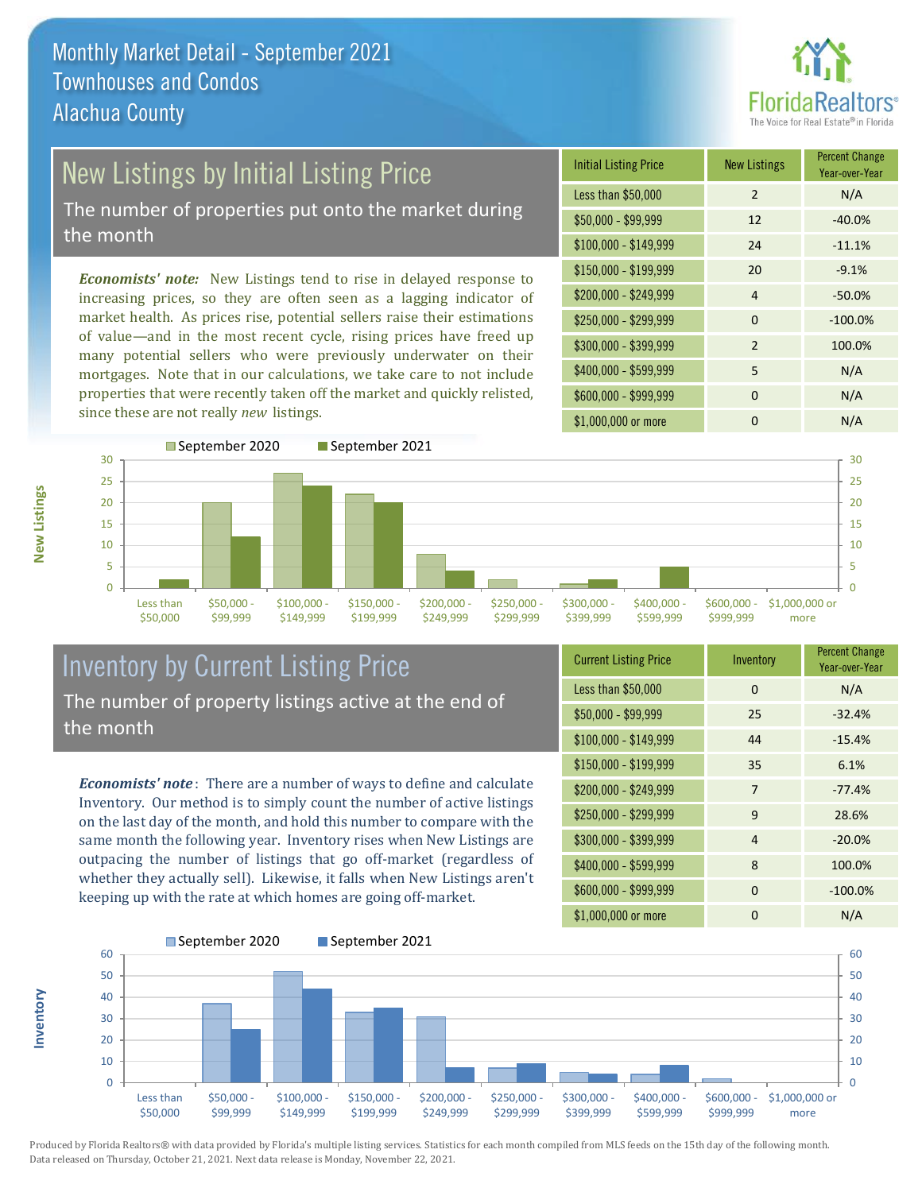# Monthly Market Detail - September 2021
## Townhouses and Condos
## Alachua County

## New Listings by Initial Listing Price

The number of properties put onto the market during the month

*Economists' note:* New Listings tend to rise in delayed response to increasing prices, so they are often seen as a lagging indicator of market health. As prices rise, potential sellers raise their estimations of value—and in the most recent cycle, rising prices have freed up many potential sellers who were previously underwater on their mortgages. Note that in our calculations, we take care to not include properties that were recently taken off the market and quickly relisted, since these are not really *new* listings.

| Initial Listing Price | New Listings | Percent Change Year-over-Year |
|---|---|---|
| Less than $50,000 | 2 | N/A |
| $50,000 - $99,999 | 12 | -40.0% |
| $100,000 - $149,999 | 24 | -11.1% |
| $150,000 - $199,999 | 20 | -9.1% |
| $200,000 - $249,999 | 4 | -50.0% |
| $250,000 - $299,999 | 0 | -100.0% |
| $300,000 - $399,999 | 2 | 100.0% |
| $400,000 - $599,999 | 5 | N/A |
| $600,000 - $999,999 | 0 | N/A |
| $1,000,000 or more | 0 | N/A |

## Inventory by Current Listing Price

The number of property listings active at the end of the month

*Economists' note*: There are a number of ways to define and calculate Inventory. Our method is to simply count the number of active listings on the last day of the month, and hold this number to compare with the same month the following year. Inventory rises when New Listings are outpacing the number of listings that go off-market (regardless of whether they actually sell). Likewise, it falls when New Listings aren't keeping up with the rate at which homes are going off-market.

| Current Listing Price | Inventory | Percent Change Year-over-Year |
|---|---|---|
| Less than $50,000 | 0 | N/A |
| $50,000 - $99,999 | 25 | -32.4% |
| $100,000 - $149,999 | 44 | -15.4% |
| $150,000 - $199,999 | 35 | 6.1% |
| $200,000 - $249,999 | 7 | -77.4% |
| $250,000 - $299,999 | 9 | 28.6% |
| $300,000 - $399,999 | 4 | -20.0% |
| $400,000 - $599,999 | 8 | 100.0% |
| $600,000 - $999,999 | 0 | -100.0% |
| $1,000,000 or more | 0 | N/A |

Produced by Florida Realtors® with data provided by Florida's multiple listing services. Statistics for each month compiled from MLS feeds on the 15th day of the following month. Data released on Thursday, October 21, 2021. Next data release is Monday, November 22, 2021.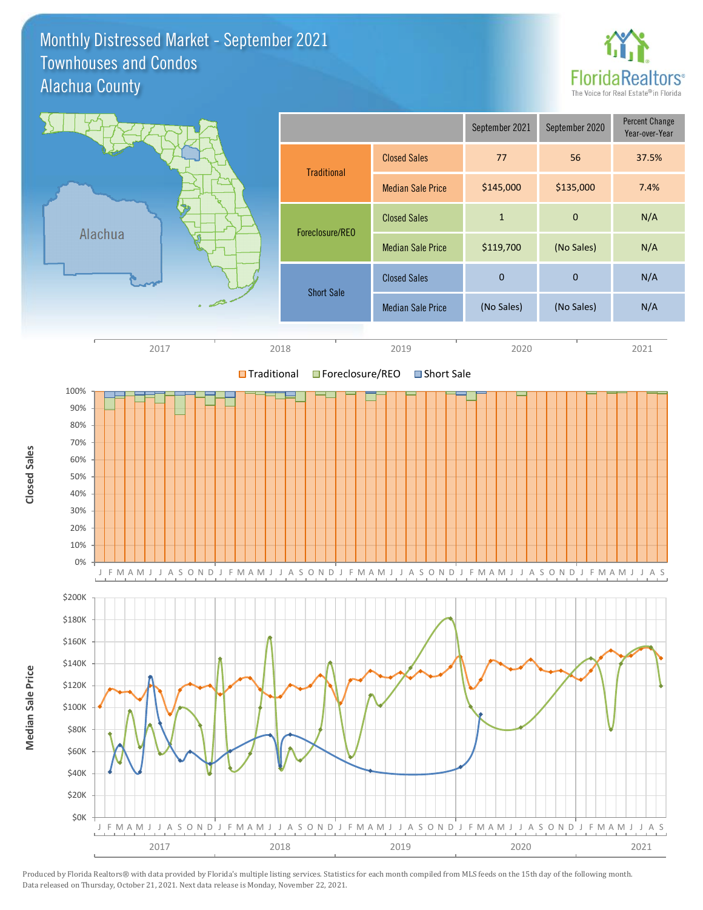# Monthly Distressed Market - September 2021
## Townhouses and Condos
## Alachua County

FloridaRealtors® The Voice for Real Estate® in Florida

| | | September 2021 | September 2020 | Percent Change Year-over-Year |
|---|---|---|---|---|
| Traditional | Closed Sales | 77 | 56 | 37.5% |
| | Median Sale Price | $145,000 | $135,000 | 7.4% |
| Foreclosure/REO | Closed Sales | 1 | 0 | N/A |
| | Median Sale Price | $119,700 | (No Sales) | N/A |
| Short Sale | Closed Sales | 0 | 0 | N/A |
| | Median Sale Price | (No Sales) | (No Sales) | N/A |

Produced by Florida Realtors® with data provided by Florida's multiple listing services. Statistics for each month compiled from MLS feeds on the 15th day of the following month. Data released on Thursday, October 21, 2021. Next data release is Monday, November 22, 2021.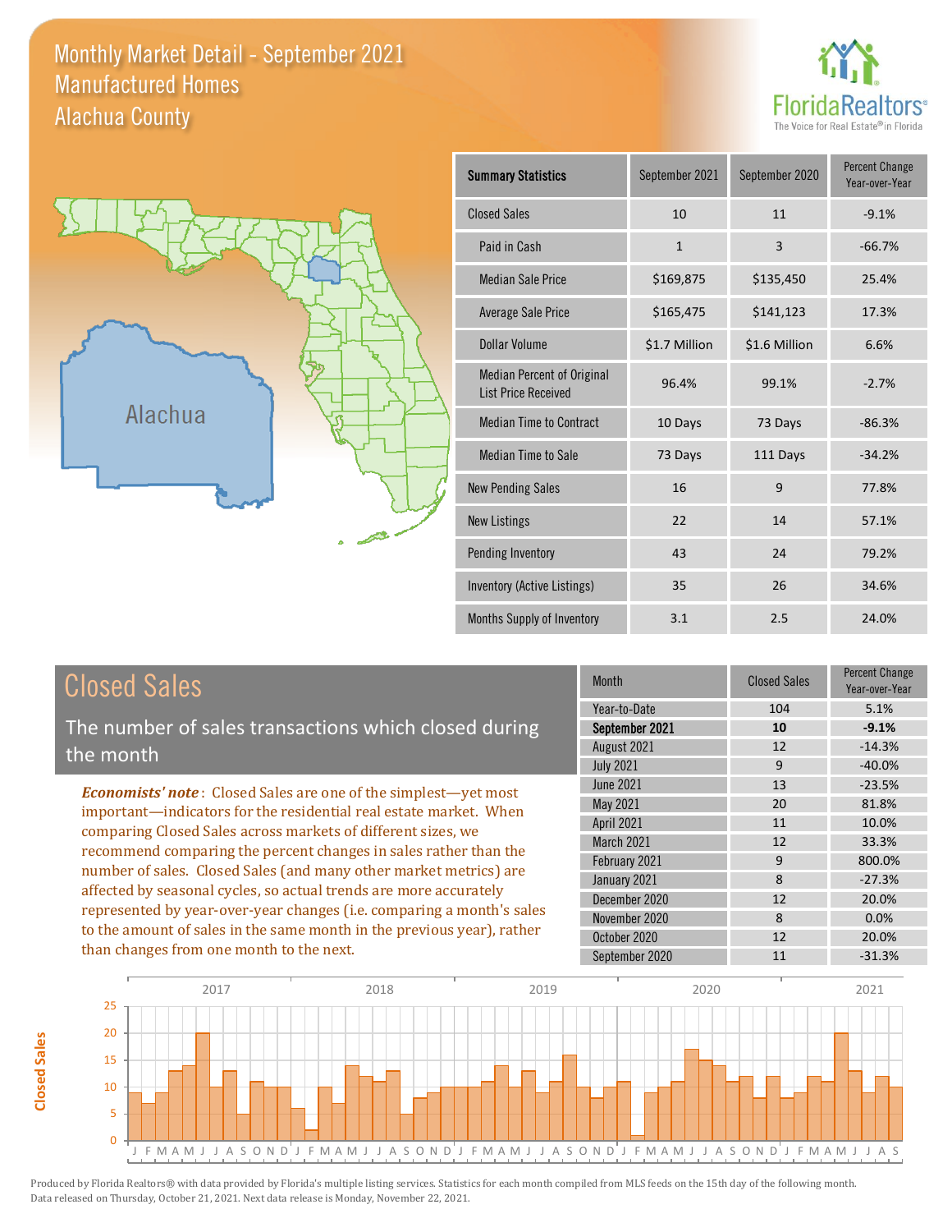# Monthly Market Detail - September 2021
## Manufactured Homes
## Alachua County

Alachua

| Summary Statistics | September 2021 | September 2020 | Percent Change Year-over-Year |
|---|---|---|---|
| Closed Sales | 10 | 11 | -9.1% |
| Paid in Cash | 1 | 3 | -66.7% |
| Median Sale Price | $169,875 | $135,450 | 25.4% |
| Average Sale Price | $165,475 | $141,123 | 17.3% |
| Dollar Volume | $1.7 Million | $1.6 Million | 6.6% |
| Median Percent of Original List Price Received | 96.4% | 99.1% | -2.7% |
| Median Time to Contract | 10 Days | 73 Days | -86.3% |
| Median Time to Sale | 73 Days | 111 Days | -34.2% |
| New Pending Sales | 16 | 9 | 77.8% |
| New Listings | 22 | 14 | 57.1% |
| Pending Inventory | 43 | 24 | 79.2% |
| Inventory (Active Listings) | 35 | 26 | 34.6% |
| Months Supply of Inventory | 3.1 | 2.5 | 24.0% |

## Closed Sales

The number of sales transactions which closed during the month

*Economists' note*: Closed Sales are one of the simplest—yet most important—indicators for the residential real estate market. When comparing Closed Sales across markets of different sizes, we recommend comparing the percent changes in sales rather than the number of sales. Closed Sales (and many other market metrics) are affected by seasonal cycles, so actual trends are more accurately represented by year-over-year changes (i.e. comparing a month's sales to the amount of sales in the same month in the previous year), rather than changes from one month to the next.

| Month | Closed Sales | Percent Change Year-over-Year |
|---|---|---|
| Year-to-Date | 104 | 5.1% |
| **September 2021** | **10** | **-9.1%** |
| August 2021 | 12 | -14.3% |
| July 2021 | 9 | -40.0% |
| June 2021 | 13 | -23.5% |
| May 2021 | 20 | 81.8% |
| April 2021 | 11 | 10.0% |
| March 2021 | 12 | 33.3% |
| February 2021 | 9 | 800.0% |
| January 2021 | 8 | -27.3% |
| December 2020 | 12 | 20.0% |
| November 2020 | 8 | 0.0% |
| October 2020 | 12 | 20.0% |
| September 2020 | 11 | -31.3% |

Produced by Florida Realtors® with data provided by Florida's multiple listing services. Statistics for each month compiled from MLS feeds on the 15th day of the following month. Data released on Thursday, October 21, 2021. Next data release is Monday, November 22, 2021.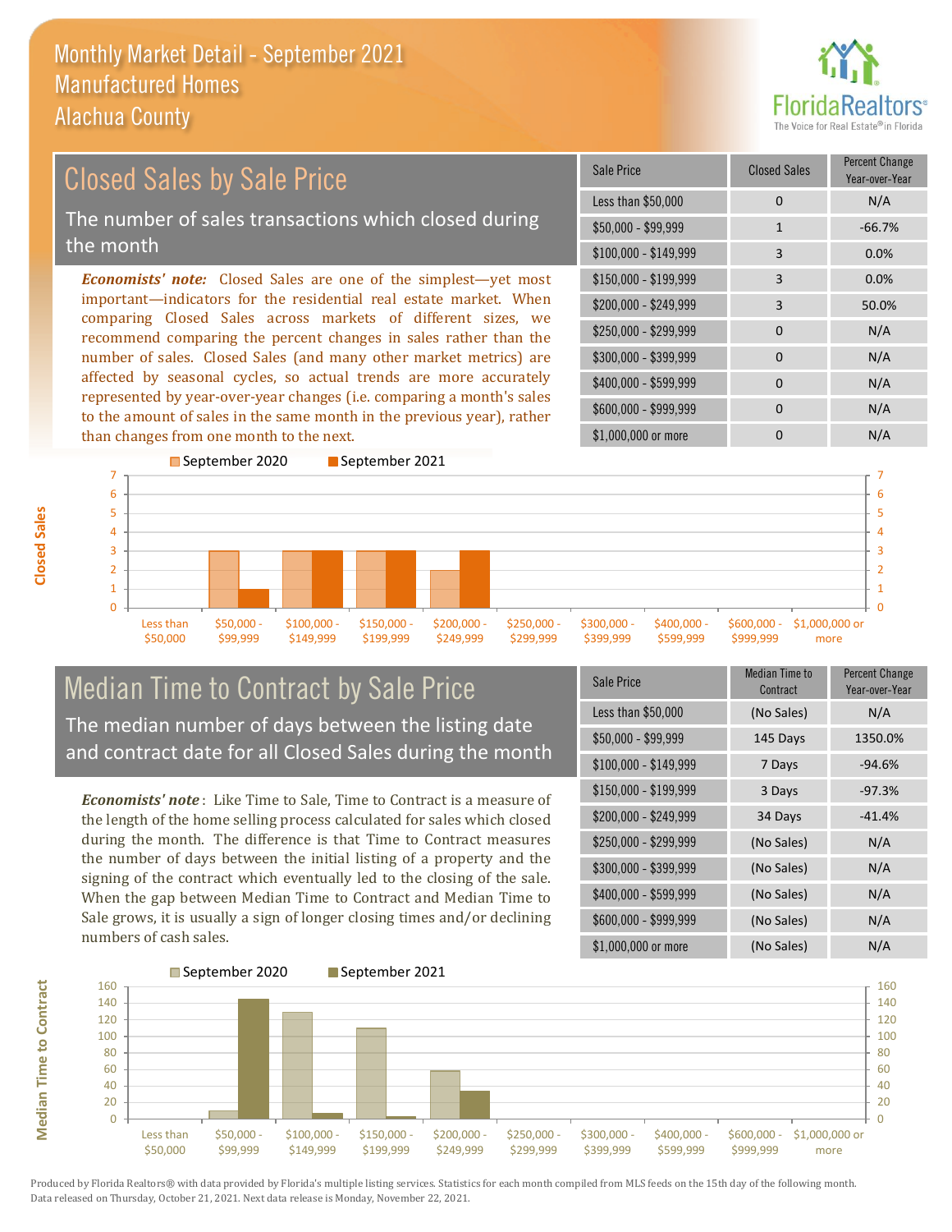# Monthly Market Detail - September 2021
## Manufactured Homes
## Alachua County

## Closed Sales by Sale Price

The number of sales transactions which closed during the month

*Economists' note:* Closed Sales are one of the simplest—yet most important—indicators for the residential real estate market. When comparing Closed Sales across markets of different sizes, we recommend comparing the percent changes in sales rather than the number of sales. Closed Sales (and many other market metrics) are affected by seasonal cycles, so actual trends are more accurately represented by year-over-year changes (i.e. comparing a month's sales to the amount of sales in the same month in the previous year), rather than changes from one month to the next.

| Sale Price | Closed Sales | Percent Change Year-over-Year |
|---|---|---|
| Less than $50,000 | 0 | N/A |
| $50,000 - $99,999 | 1 | -66.7% |
| $100,000 - $149,999 | 3 | 0.0% |
| $150,000 - $199,999 | 3 | 0.0% |
| $200,000 - $249,999 | 3 | 50.0% |
| $250,000 - $299,999 | 0 | N/A |
| $300,000 - $399,999 | 0 | N/A |
| $400,000 - $599,999 | 0 | N/A |
| $600,000 - $999,999 | 0 | N/A |
| $1,000,000 or more | 0 | N/A |

## Median Time to Contract by Sale Price

The median number of days between the listing date and contract date for all Closed Sales during the month

*Economists' note*: Like Time to Sale, Time to Contract is a measure of the length of the home selling process calculated for sales which closed during the month. The difference is that Time to Contract measures the number of days between the initial listing of a property and the signing of the contract which eventually led to the closing of the sale. When the gap between Median Time to Contract and Median Time to Sale grows, it is usually a sign of longer closing times and/or declining numbers of cash sales.

| Sale Price | Median Time to Contract | Percent Change Year-over-Year |
|---|---|---|
| Less than $50,000 | (No Sales) | N/A |
| $50,000 - $99,999 | 145 Days | 1350.0% |
| $100,000 - $149,999 | 7 Days | -94.6% |
| $150,000 - $199,999 | 3 Days | -97.3% |
| $200,000 - $249,999 | 34 Days | -41.4% |
| $250,000 - $299,999 | (No Sales) | N/A |
| $300,000 - $399,999 | (No Sales) | N/A |
| $400,000 - $599,999 | (No Sales) | N/A |
| $600,000 - $999,999 | (No Sales) | N/A |
| $1,000,000 or more | (No Sales) | N/A |

Produced by Florida Realtors® with data provided by Florida's multiple listing services. Statistics for each month compiled from MLS feeds on the 15th day of the following month. Data released on Thursday, October 21, 2021. Next data release is Monday, November 22, 2021.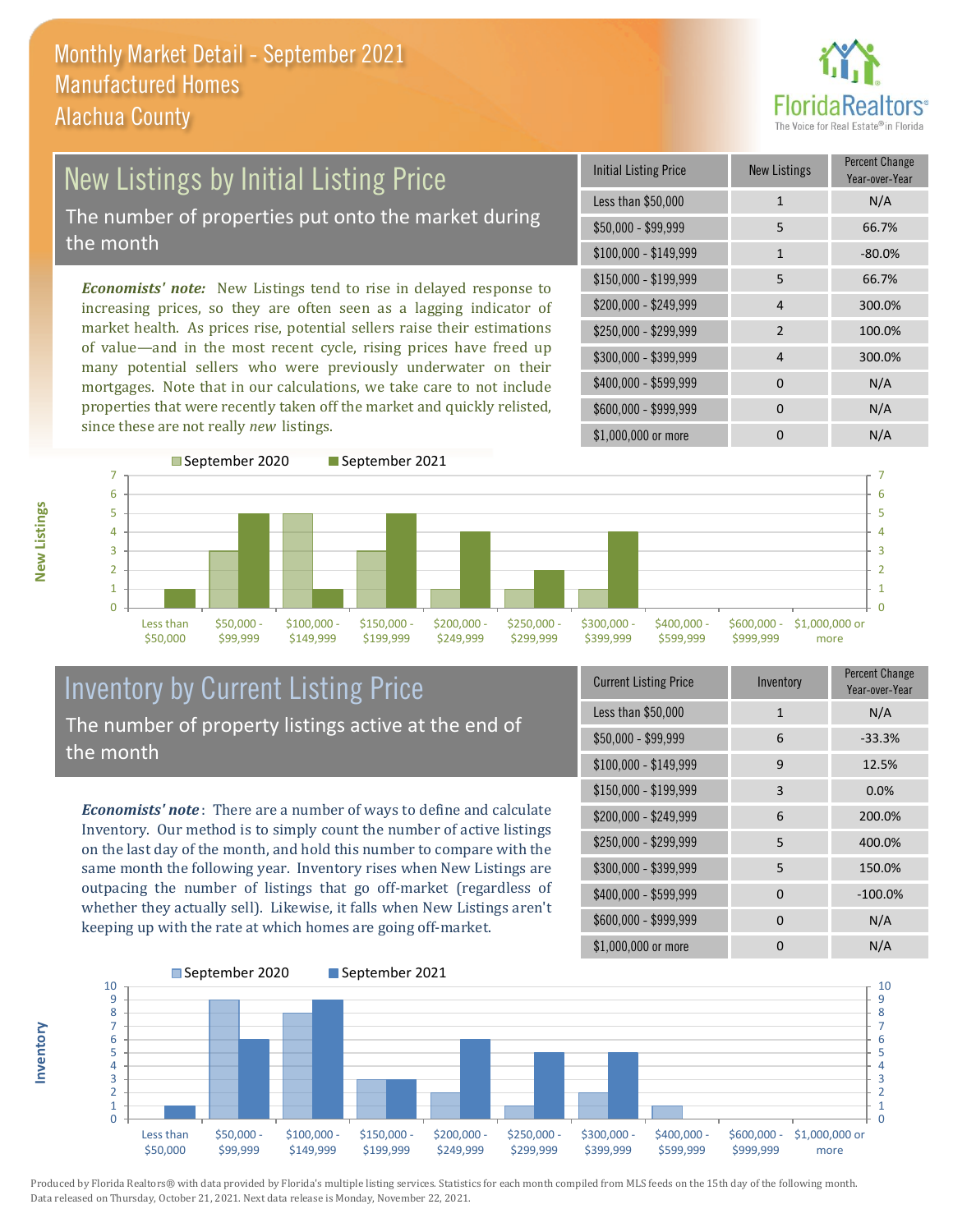# Monthly Market Detail - September 2021
## Manufactured Homes
## Alachua County

## New Listings by Initial Listing Price

The number of properties put onto the market during the month

*Economists' note:* New Listings tend to rise in delayed response to increasing prices, so they are often seen as a lagging indicator of market health. As prices rise, potential sellers raise their estimations of value—and in the most recent cycle, rising prices have freed up many potential sellers who were previously underwater on their mortgages. Note that in our calculations, we take care to not include properties that were recently taken off the market and quickly relisted, since these are not really *new* listings.

| Initial Listing Price | New Listings | Percent Change Year-over-Year |
|---|---|---|
| Less than $50,000 | 1 | N/A |
| $50,000 - $99,999 | 5 | 66.7% |
| $100,000 - $149,999 | 1 | -80.0% |
| $150,000 - $199,999 | 5 | 66.7% |
| $200,000 - $249,999 | 4 | 300.0% |
| $250,000 - $299,999 | 2 | 100.0% |
| $300,000 - $399,999 | 4 | 300.0% |
| $400,000 - $599,999 | 0 | N/A |
| $600,000 - $999,999 | 0 | N/A |
| $1,000,000 or more | 0 | N/A |

| New Listings | September 2020 | September 2021 |
|---|---|---|
| Less than $50,000 | 0 | 1 |
| $50,000 - $99,999 | 3 | 5 |
| $100,000 - $149,999 | 5 | 1 |
| $150,000 - $199,999 | 3 | 5 |
| $200,000 - $249,999 | 1 | 4 |
| $250,000 - $299,999 | 1 | 2 |
| $300,000 - $399,999 | 1 | 4 |
| $400,000 - $599,999 | 0 | 0 |
| $600,000 - $999,999 | 0 | 0 |
| $1,000,000 or more | 0 | 0 |

## Inventory by Current Listing Price

The number of property listings active at the end of the month

*Economists' note*: There are a number of ways to define and calculate Inventory. Our method is to simply count the number of active listings on the last day of the month, and hold this number to compare with the same month the following year. Inventory rises when New Listings are outpacing the number of listings that go off-market (regardless of whether they actually sell). Likewise, it falls when New Listings aren't keeping up with the rate at which homes are going off-market.

| Current Listing Price | Inventory | Percent Change Year-over-Year |
|---|---|---|
| Less than $50,000 | 1 | N/A |
| $50,000 - $99,999 | 6 | -33.3% |
| $100,000 - $149,999 | 9 | 12.5% |
| $150,000 - $199,999 | 3 | 0.0% |
| $200,000 - $249,999 | 6 | 200.0% |
| $250,000 - $299,999 | 5 | 400.0% |
| $300,000 - $399,999 | 5 | 150.0% |
| $400,000 - $599,999 | 0 | -100.0% |
| $600,000 - $999,999 | 0 | N/A |
| $1,000,000 or more | 0 | N/A |

| Inventory | September 2020 | September 2021 |
|---|---|---|
| Less than $50,000 | 0 | 1 |
| $50,000 - $99,999 | 9 | 6 |
| $100,000 - $149,999 | 8 | 9 |
| $150,000 - $199,999 | 3 | 3 |
| $200,000 - $249,999 | 2 | 6 |
| $250,000 - $299,999 | 1 | 5 |
| $300,000 - $399,999 | 2 | 5 |
| $400,000 - $599,999 | 1 | 0 |
| $600,000 - $999,999 | 0 | 0 |
| $1,000,000 or more | 0 | 0 |

Produced by Florida Realtors® with data provided by Florida's multiple listing services. Statistics for each month compiled from MLS feeds on the 15th day of the following month. Data released on Thursday, October 21, 2021. Next data release is Monday, November 22, 2021.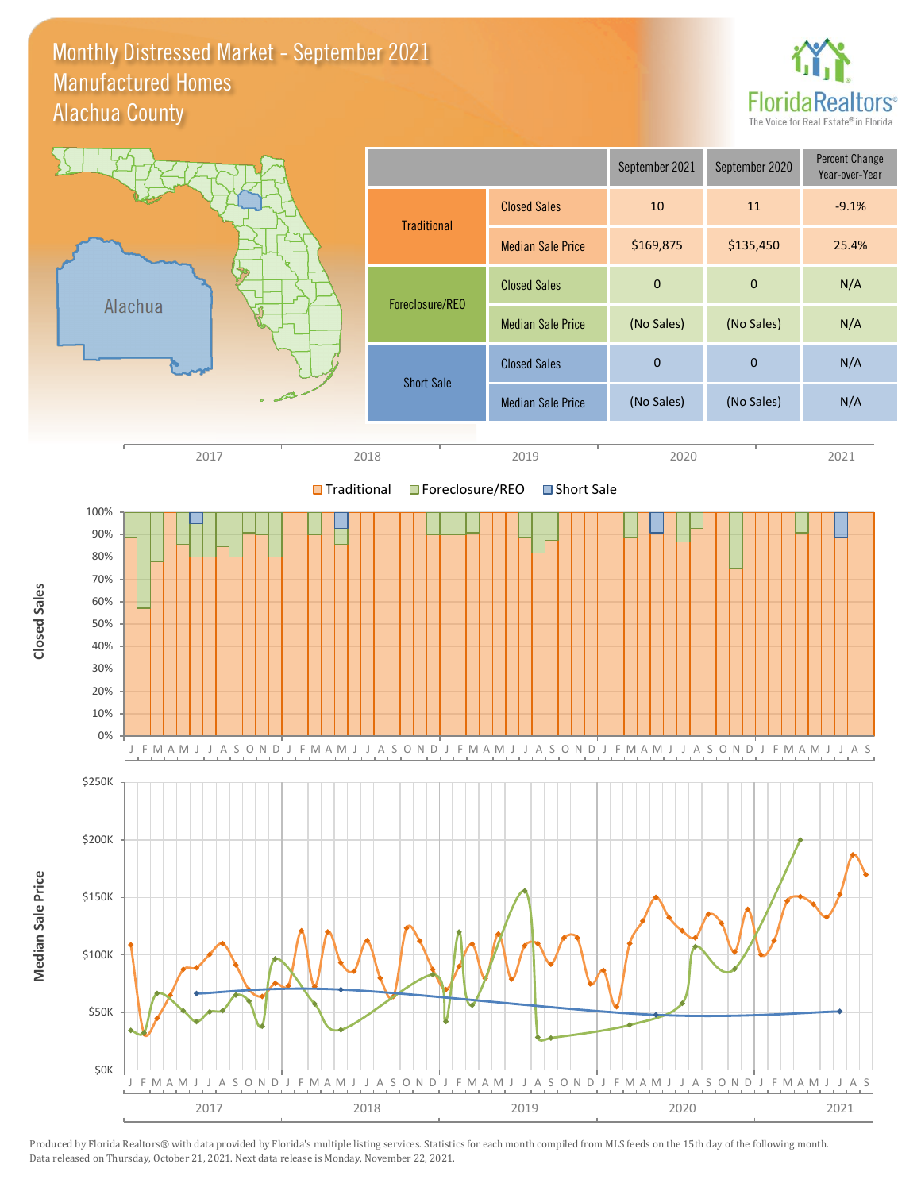# Monthly Distressed Market - September 2021
## Manufactured Homes
## Alachua County

FloridaRealtors® The Voice for Real Estate® in Florida

Alachua

| | | September 2021 | September 2020 | Percent Change Year-over-Year |
|---|---|---|---|---|
| Traditional | Closed Sales | 10 | 11 | -9.1% |
| | Median Sale Price | $169,875 | $135,450 | 25.4% |
| Foreclosure/REO | Closed Sales | 0 | 0 | N/A |
| | Median Sale Price | (No Sales) | (No Sales) | N/A |
| Short Sale | Closed Sales | 0 | 0 | N/A |
| | Median Sale Price | (No Sales) | (No Sales) | N/A |

2017 2018 2019 2020 2021

Traditional Foreclosure/REO Short Sale

Closed Sales

100% 90% 80% 70% 60% 50% 40% 30% 20% 10% 0%

J F M A M J J A S O N D J F M A M J J A S O N D J F M A M J J A S O N D J F M A M J J A S O N D J F M A M J J A S

Median Sale Price

$250K $200K $150K $100K $50K $0K

J F M A M J J A S O N D J F M A M J J A S O N D J F M A M J J A S O N D J F M A M J J A S O N D J F M A M J J A S

2017 2018 2019 2020 2021

Produced by Florida Realtors® with data provided by Florida's multiple listing services. Statistics for each month compiled from MLS feeds on the 15th day of the following month. Data released on Thursday, October 21, 2021. Next data release is Monday, November 22, 2021.